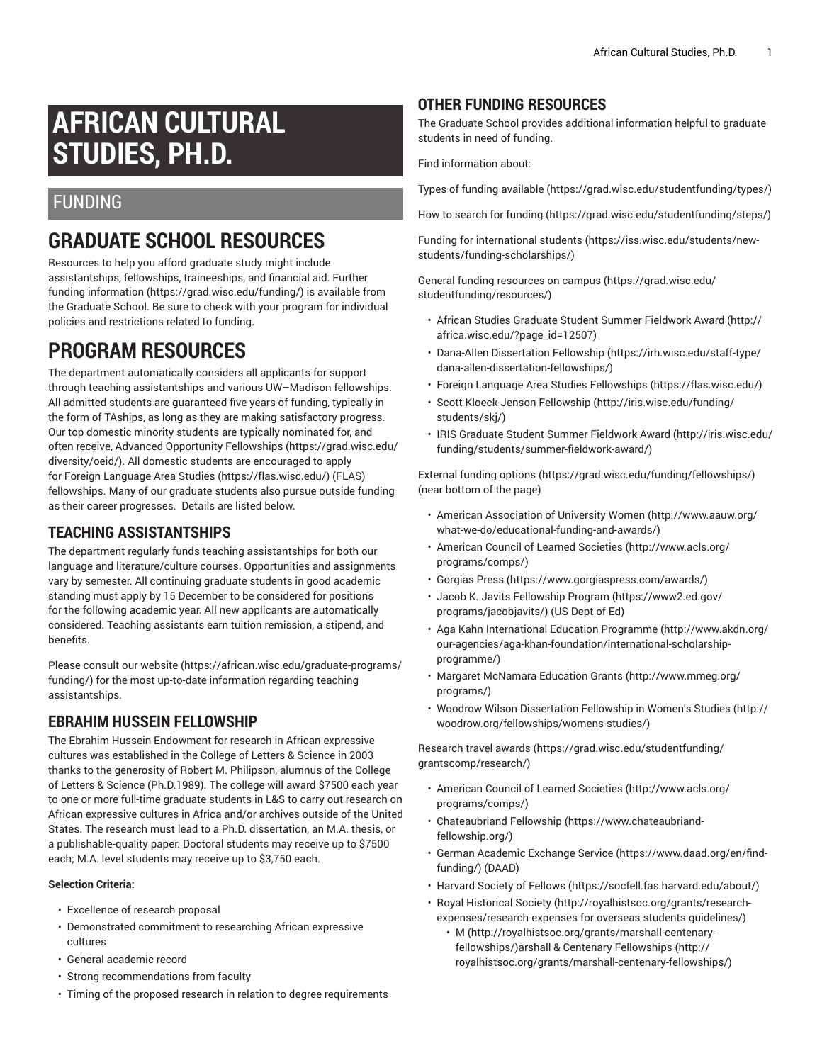# AFRICAN CULTURAL STUDIES, PH.D.

## FUNDING

## GRADUATE SCHOOL RESOURCES

Resources to help you afford graduate study might include assistantships, fellowships, traineeships, and financial aid. Further funding information (https://grad.wisc.edu/funding/) is available from the Graduate School. Be sure to check with your program for individual policies and restrictions related to funding.

## PROGRAM RESOURCES

The department automatically considers all applicants for support through teaching assistantships and various UW–Madison fellowships. All admitted students are guaranteed five years of funding, typically in the form of TAships, as long as they are making satisfactory progress. Our top domestic minority students are typically nominated for, and often receive, Advanced Opportunity Fellowships (https://grad.wisc.edu/diversity/oeid/). All domestic students are encouraged to apply for Foreign Language Area Studies (https://flas.wisc.edu/) (FLAS) fellowships. Many of our graduate students also pursue outside funding as their career progresses. Details are listed below.

### TEACHING ASSISTANTSHIPS

The department regularly funds teaching assistantships for both our language and literature/culture courses. Opportunities and assignments vary by semester. All continuing graduate students in good academic standing must apply by 15 December to be considered for positions for the following academic year. All new applicants are automatically considered. Teaching assistants earn tuition remission, a stipend, and benefits.

Please consult our website (https://african.wisc.edu/graduate-programs/funding/) for the most up-to-date information regarding teaching assistantships.

### EBRAHIM HUSSEIN FELLOWSHIP

The Ebrahim Hussein Endowment for research in African expressive cultures was established in the College of Letters & Science in 2003 thanks to the generosity of Robert M. Philipson, alumnus of the College of Letters & Science (Ph.D.1989). The college will award $7500 each year to one or more full-time graduate students in L&S to carry out research on African expressive cultures in Africa and/or archives outside of the United States. The research must lead to a Ph.D. dissertation, an M.A. thesis, or a publishable-quality paper. Doctoral students may receive up to $7500 each; M.A. level students may receive up to $3,750 each.

**Selection Criteria:**

- Excellence of research proposal
- Demonstrated commitment to researching African expressive cultures
- General academic record
- Strong recommendations from faculty
- Timing of the proposed research in relation to degree requirements

### OTHER FUNDING RESOURCES

The Graduate School provides additional information helpful to graduate students in need of funding.

Find information about:

Types of funding available (https://grad.wisc.edu/studentfunding/types/)

How to search for funding (https://grad.wisc.edu/studentfunding/steps/)

Funding for international students (https://iss.wisc.edu/students/new-students/funding-scholarships/)

General funding resources on campus (https://grad.wisc.edu/studentfunding/resources/)

- African Studies Graduate Student Summer Fieldwork Award (http://africa.wisc.edu/?page_id=12507)
- Dana-Allen Dissertation Fellowship (https://irh.wisc.edu/staff-type/dana-allen-dissertation-fellowships/)
- Foreign Language Area Studies Fellowships (https://flas.wisc.edu/)
- Scott Kloeck-Jenson Fellowship (http://iris.wisc.edu/funding/students/skj/)
- IRIS Graduate Student Summer Fieldwork Award (http://iris.wisc.edu/funding/students/summer-fieldwork-award/)

External funding options (https://grad.wisc.edu/funding/fellowships/) (near bottom of the page)

- American Association of University Women (http://www.aauw.org/what-we-do/educational-funding-and-awards/)
- American Council of Learned Societies (http://www.acls.org/programs/comps/)
- Gorgias Press (https://www.gorgiaspress.com/awards/)
- Jacob K. Javits Fellowship Program (https://www2.ed.gov/programs/jacobjavits/) (US Dept of Ed)
- Aga Kahn International Education Programme (http://www.akdn.org/our-agencies/aga-khan-foundation/international-scholarship-programme/)
- Margaret McNamara Education Grants (http://www.mmeg.org/programs/)
- Woodrow Wilson Dissertation Fellowship in Women's Studies (http://woodrow.org/fellowships/womens-studies/)

Research travel awards (https://grad.wisc.edu/studentfunding/grantscomp/research/)

- American Council of Learned Societies (http://www.acls.org/programs/comps/)
- Chateaubriand Fellowship (https://www.chateaubriand-fellowship.org/)
- German Academic Exchange Service (https://www.daad.org/en/find-funding/) (DAAD)
- Harvard Society of Fellows (https://socfell.fas.harvard.edu/about/)
- Royal Historical Society (http://royalhistsoc.org/grants/research-expenses/research-expenses-for-overseas-students-guidelines/)
  - M (http://royalhistsoc.org/grants/marshall-centenary-fellowships/)arshall & Centenary Fellowships (http://royalhistsoc.org/grants/marshall-centenary-fellowships/)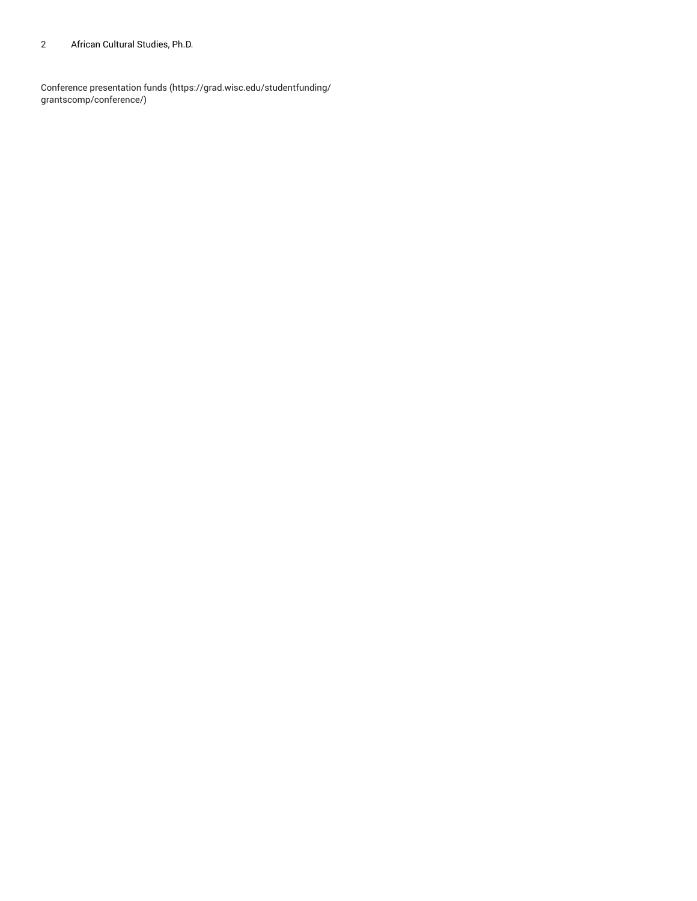Conference presentation funds (https://grad.wisc.edu/studentfunding/grantscomp/conference/)